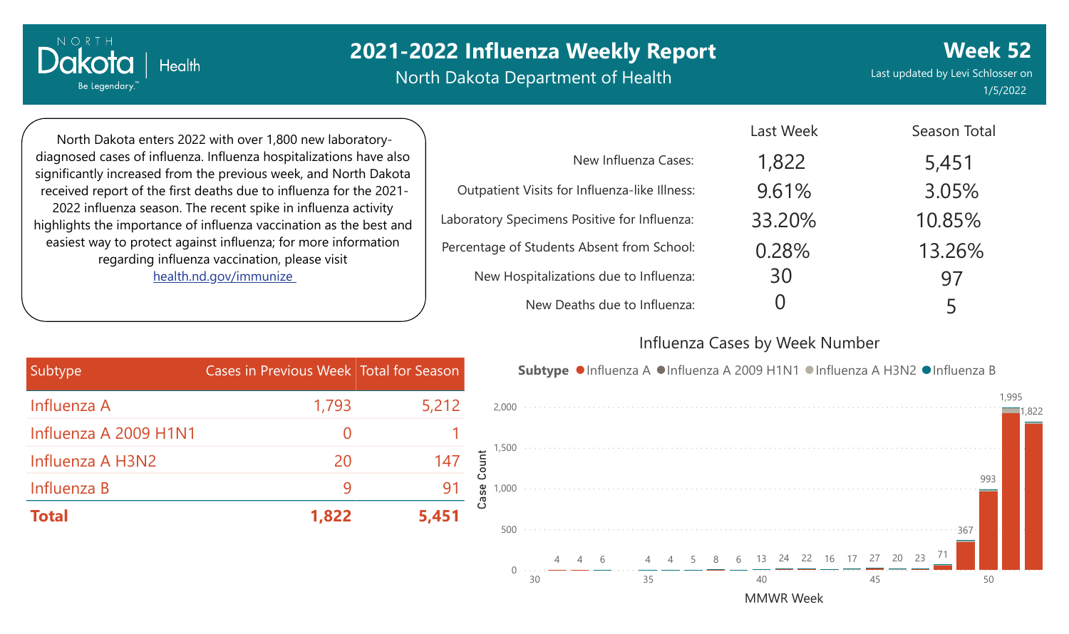# 2021-2022 Influenza Weekly Report

North Dakota Department of Health

**Week 52**

Last updated by Levi Schlosser on 1/5/2022

North Dakota enters 2022 with over 1,800 new laboratory-diagnosed cases of influenza. Influenza hospitalizations have also significantly increased from the previous week, and North Dakota received report of the first deaths due to influenza for the 2021-2022 influenza season. The recent spike in influenza activity highlights the importance of influenza vaccination as the best and easiest way to protect against influenza; for more information regarding influenza vaccination, please visit [health.nd.gov/immunize](health.nd.gov/immunize)

| | Last Week | Season Total |
|---|---|---|
| New Influenza Cases: | 1,822 | 5,451 |
| Outpatient Visits for Influenza-like Illness: | 9.61% | 3.05% |
| Laboratory Specimens Positive for Influenza: | 33.20% | 10.85% |
| Percentage of Students Absent from School: | 0.28% | 13.26% |
| New Hospitalizations due to Influenza: | 30 | 97 |
| New Deaths due to Influenza: | 0 | 5 |

| Subtype | Cases in Previous Week | Total for Season |
|---|---|---|
| Influenza A | 1,793 | 5,212 |
| Influenza A 2009 H1N1 | 0 | 1 |
| Influenza A H3N2 | 20 | 147 |
| Influenza B | 9 | 91 |
| **Total** | **1,822** | **5,451** |

## Influenza Cases by Week Number

Subtype: Influenza A, Influenza A 2009 H1N1, Influenza A H3N2, Influenza B

| MMWR Week | 31 | 32 | 33 | 35 | 36 | 37 | 38 | 39 | 40 | 41 | 42 | 43 | 44 | 45 | 46 | 47 | 48 | 49 | 50 | 51 | 52 |
|---|---|---|---|---|---|---|---|---|---|---|---|---|---|---|---|---|---|---|---|---|---|
| Case Count | 4 | 4 | 6 | 4 | 4 | 5 | 8 | 6 | 13 | 24 | 22 | 16 | 17 | 27 | 20 | 23 | 71 | 367 | 993 | 1,995 | 1,822 |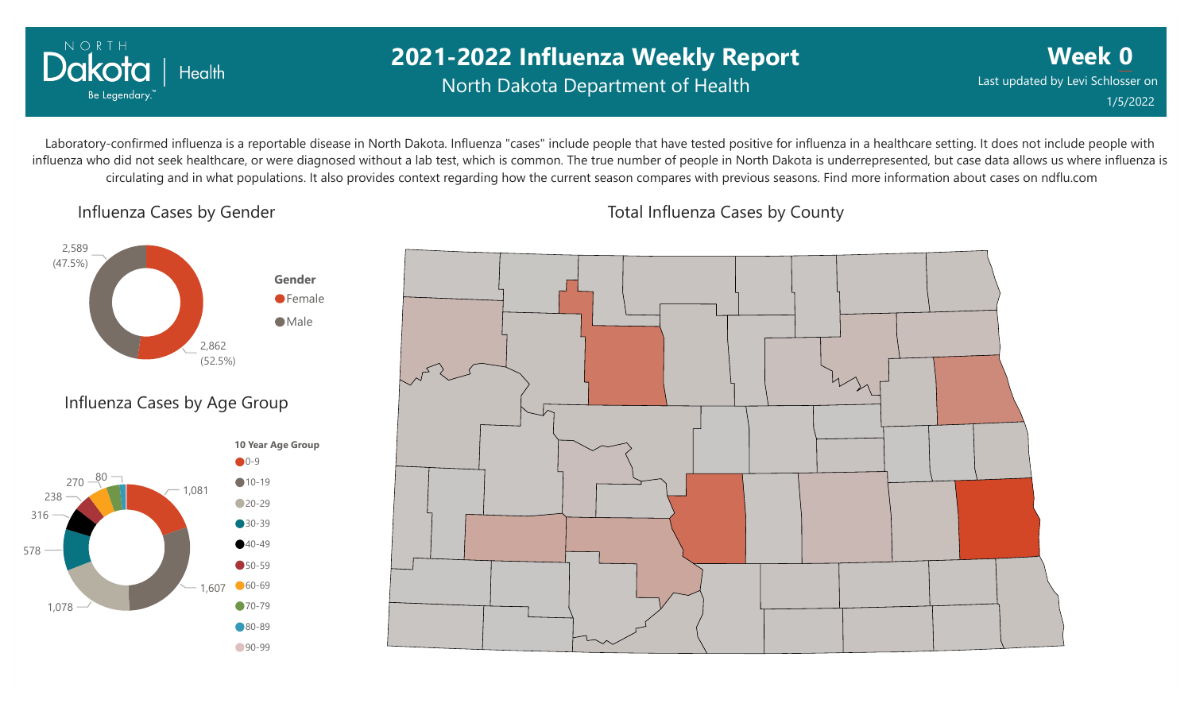# 2021-2022 Influenza Weekly Report

North Dakota Department of Health

**Week 0**

Last updated by Levi Schlosser on 1/5/2022

Laboratory-confirmed influenza is a reportable disease in North Dakota. Influenza "cases" include people that have tested positive for influenza in a healthcare setting. It does not include people with influenza who did not seek healthcare, or were diagnosed without a lab test, which is common. The true number of people in North Dakota is underrepresented, but case data allows us where influenza is circulating and in what populations. It also provides context regarding how the current season compares with previous seasons. Find more information about cases on ndflu.com

## Influenza Cases by Gender

| Gender | Cases |
|---|---|
| Female | 2,862 (52.5%) |
| Male | 2,589 (47.5%) |

## Influenza Cases by Age Group

| 10 Year Age Group | Cases |
|---|---|
| 0-9 | 1,081 |
| 10-19 | 1,607 |
| 20-29 | 1,078 |
| 30-39 | 578 |
| 40-49 | 316 |
| 50-59 | 238 |
| 60-69 | 270 |
| 70-79 | 80 |
| 80-89 | |
| 90-99 | |

## Total Influenza Cases by County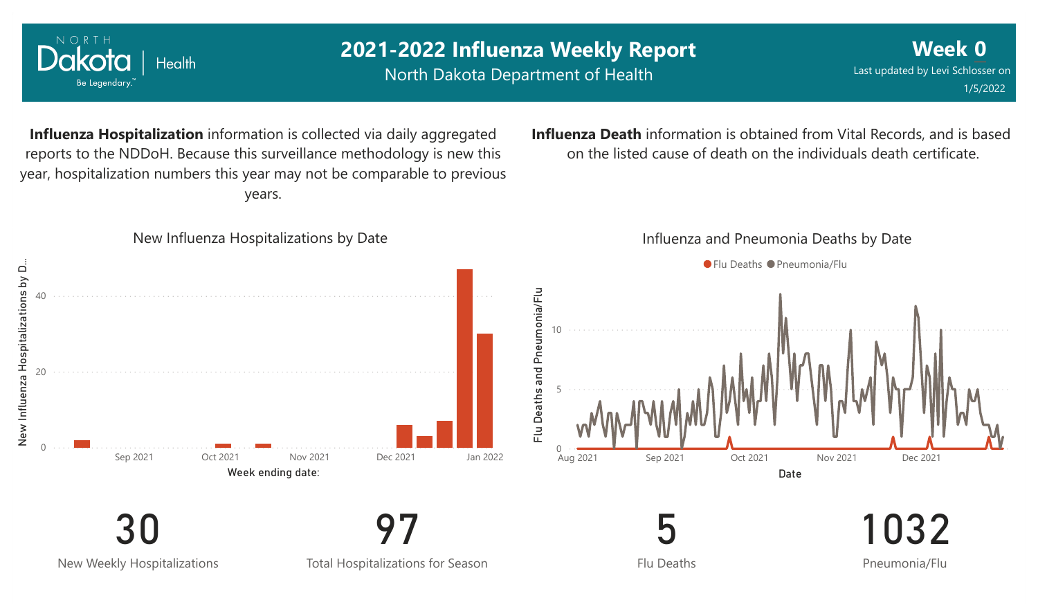# 2021-2022 Influenza Weekly Report

North Dakota Department of Health

**Week 0**

Last updated by Levi Schlosser on 1/5/2022

**Influenza Hospitalization** information is collected via daily aggregated reports to the NDDoH. Because this surveillance methodology is new this year, hospitalization numbers this year may not be comparable to previous years.

**Influenza Death** information is obtained from Vital Records, and is based on the listed cause of death on the individuals death certificate.

New Influenza Hospitalizations by Date

Influenza and Pneumonia Deaths by Date

| 30 | 97 | 5 | 1032 |
|---|---|---|---|
| New Weekly Hospitalizations | Total Hospitalizations for Season | Flu Deaths | Pneumonia/Flu |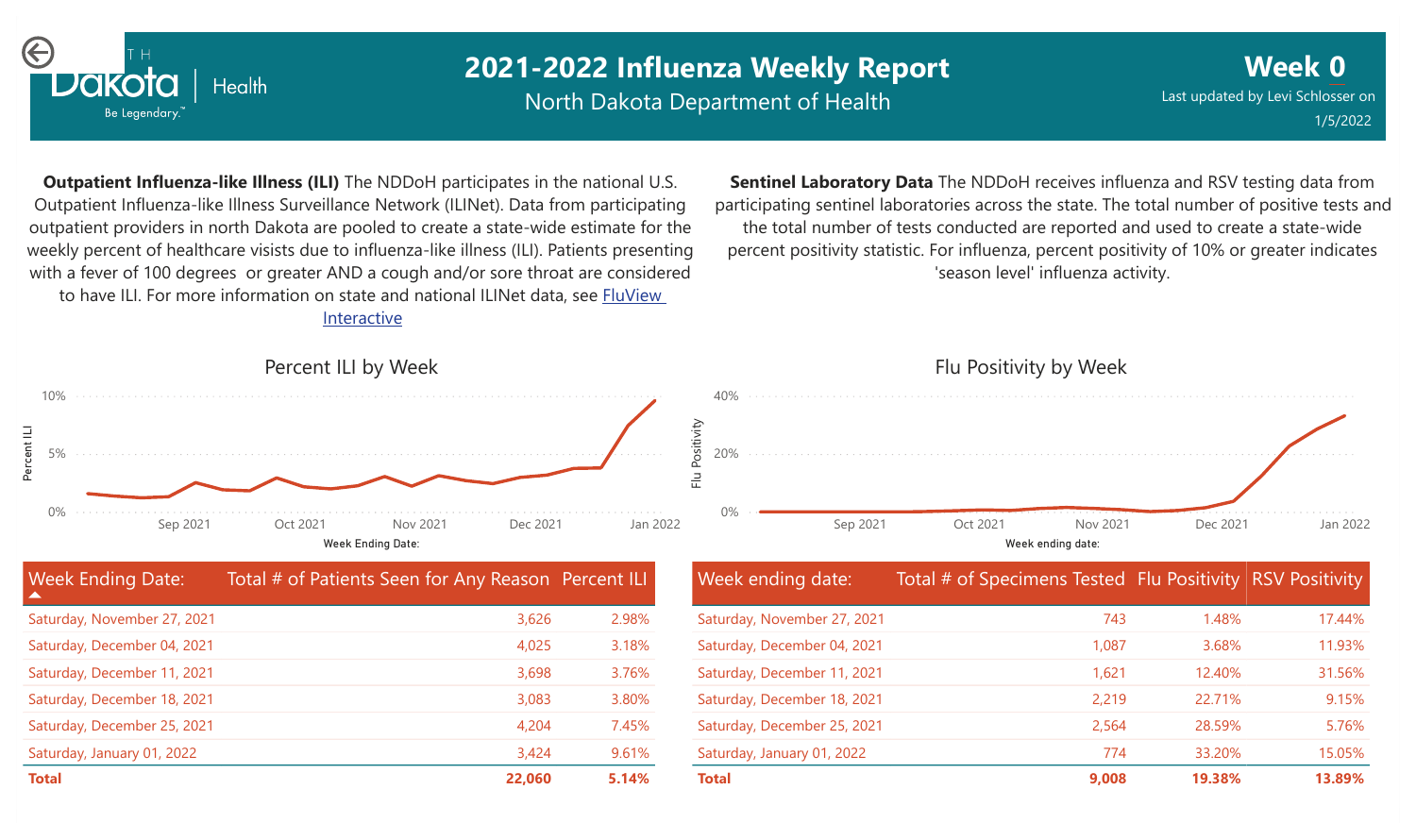# 2021-2022 Influenza Weekly Report

North Dakota Department of Health

**Week 0**

Last updated by Levi Schlosser on 1/5/2022

**Outpatient Influenza-like Illness (ILI)** The NDDoH participates in the national U.S. Outpatient Influenza-like Illness Surveillance Network (ILINet). Data from participating outpatient providers in north Dakota are pooled to create a state-wide estimate for the weekly percent of healthcare visists due to influenza-like illness (ILI). Patients presenting with a fever of 100 degrees or greater AND a cough and/or sore throat are considered to have ILI. For more information on state and national ILINet data, see FluView Interactive

**Sentinel Laboratory Data** The NDDoH receives influenza and RSV testing data from participating sentinel laboratories across the state. The total number of positive tests and the total number of tests conducted are reported and used to create a state-wide percent positivity statistic. For influenza, percent positivity of 10% or greater indicates 'season level' influenza activity.

## Percent ILI by Week

## Flu Positivity by Week

| Week Ending Date: | Total # of Patients Seen for Any Reason | Percent ILI |
|---|---|---|
| Saturday, November 27, 2021 | 3,626 | 2.98% |
| Saturday, December 04, 2021 | 4,025 | 3.18% |
| Saturday, December 11, 2021 | 3,698 | 3.76% |
| Saturday, December 18, 2021 | 3,083 | 3.80% |
| Saturday, December 25, 2021 | 4,204 | 7.45% |
| Saturday, January 01, 2022 | 3,424 | 9.61% |
| **Total** | **22,060** | **5.14%** |

| Week ending date: | Total # of Specimens Tested | Flu Positivity | RSV Positivity |
|---|---|---|---|
| Saturday, November 27, 2021 | 743 | 1.48% | 17.44% |
| Saturday, December 04, 2021 | 1,087 | 3.68% | 11.93% |
| Saturday, December 11, 2021 | 1,621 | 12.40% | 31.56% |
| Saturday, December 18, 2021 | 2,219 | 22.71% | 9.15% |
| Saturday, December 25, 2021 | 2,564 | 28.59% | 5.76% |
| Saturday, January 01, 2022 | 774 | 33.20% | 15.05% |
| **Total** | **9,008** | **19.38%** | **13.89%** |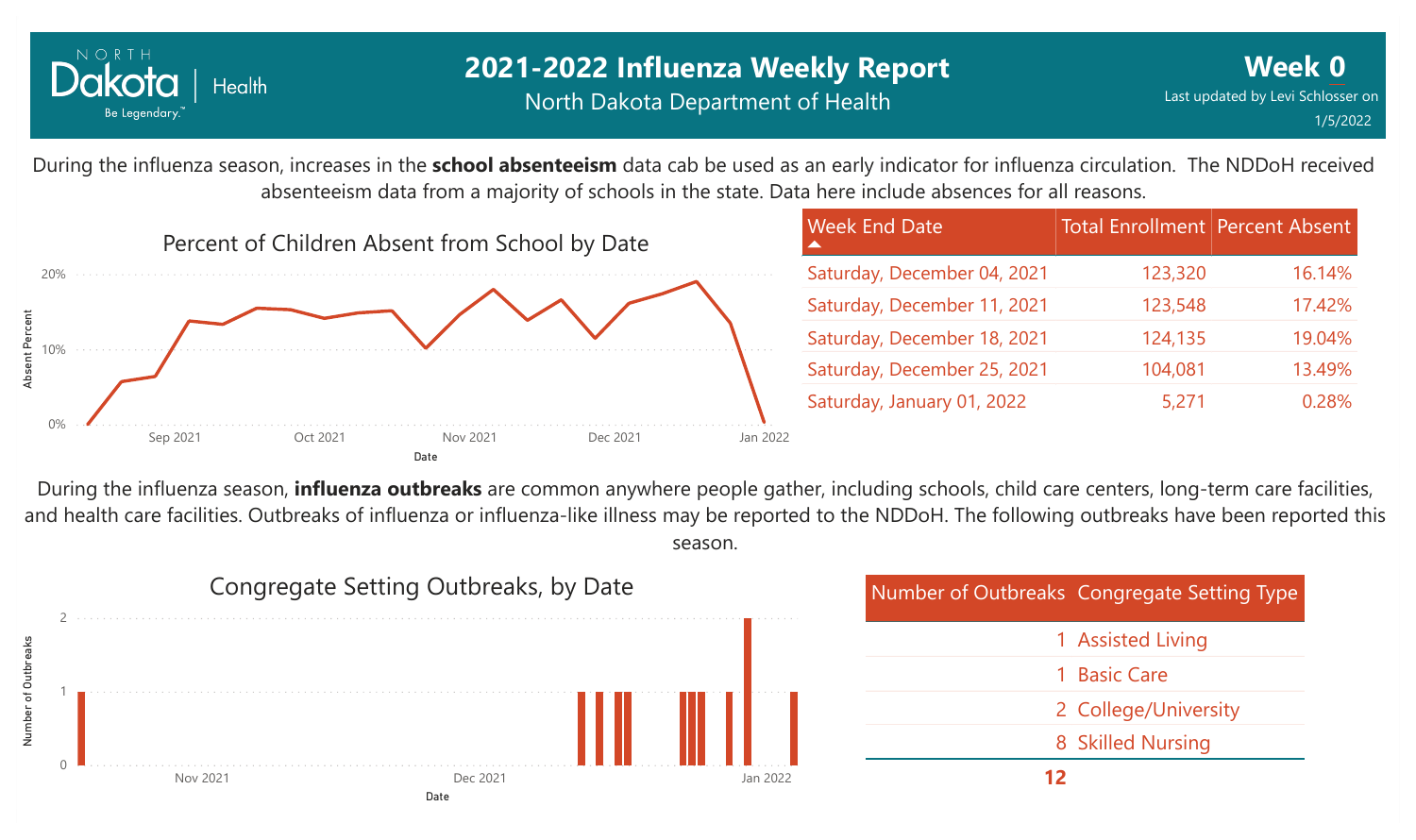# 2021-2022 Influenza Weekly Report

North Dakota Department of Health

**Week 0**

Last updated by Levi Schlosser on 1/5/2022

During the influenza season, increases in the **school absenteeism** data cab be used as an early indicator for influenza circulation. The NDDoH received absenteeism data from a majority of schools in the state. Data here include absences for all reasons.

Percent of Children Absent from School by Date

| Week End Date | Total Enrollment | Percent Absent |
|---|---|---|
| Saturday, December 04, 2021 | 123,320 | 16.14% |
| Saturday, December 11, 2021 | 123,548 | 17.42% |
| Saturday, December 18, 2021 | 124,135 | 19.04% |
| Saturday, December 25, 2021 | 104,081 | 13.49% |
| Saturday, January 01, 2022 | 5,271 | 0.28% |

During the influenza season, **influenza outbreaks** are common anywhere people gather, including schools, child care centers, long-term care facilities, and health care facilities. Outbreaks of influenza or influenza-like illness may be reported to the NDDoH. The following outbreaks have been reported this season.

Congregate Setting Outbreaks, by Date

| Number of Outbreaks | Congregate Setting Type |
|---|---|
| 1 | Assisted Living |
| 1 | Basic Care |
| 2 | College/University |
| 8 | Skilled Nursing |
| **12** | |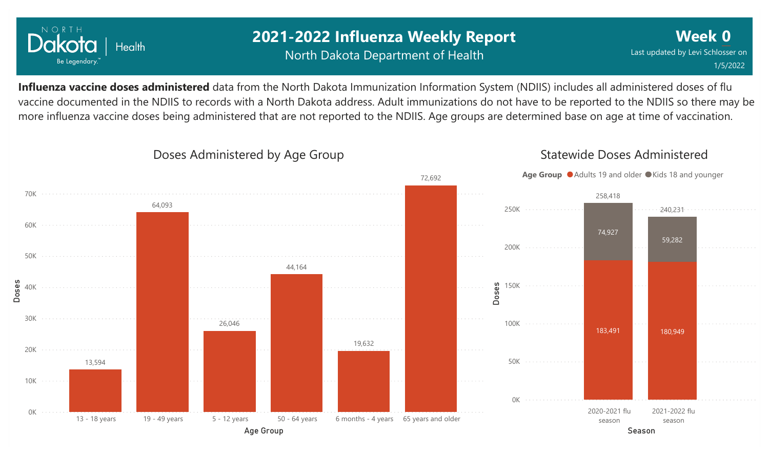# 2021-2022 Influenza Weekly Report

North Dakota Department of Health

**Week 0**

Last updated by Levi Schlosser on 1/5/2022

**Influenza vaccine doses administered** data from the North Dakota Immunization Information System (NDIIS) includes all administered doses of flu vaccine documented in the NDIIS to records with a North Dakota address. Adult immunizations do not have to be reported to the NDIIS so there may be more influenza vaccine doses being administered that are not reported to the NDIIS. Age groups are determined base on age at time of vaccination.

## Doses Administered by Age Group

| Age Group | Doses |
| --- | --- |
| 13 - 18 years | 13,594 |
| 19 - 49 years | 64,093 |
| 5 - 12 years | 26,046 |
| 50 - 64 years | 44,164 |
| 6 months - 4 years | 19,632 |
| 65 years and older | 72,692 |

## Statewide Doses Administered

| Season | Adults 19 and older | Kids 18 and younger | Total |
| --- | --- | --- | --- |
| 2020-2021 flu season | 183,491 | 74,927 | 258,418 |
| 2021-2022 flu season | 180,949 | 59,282 | 240,231 |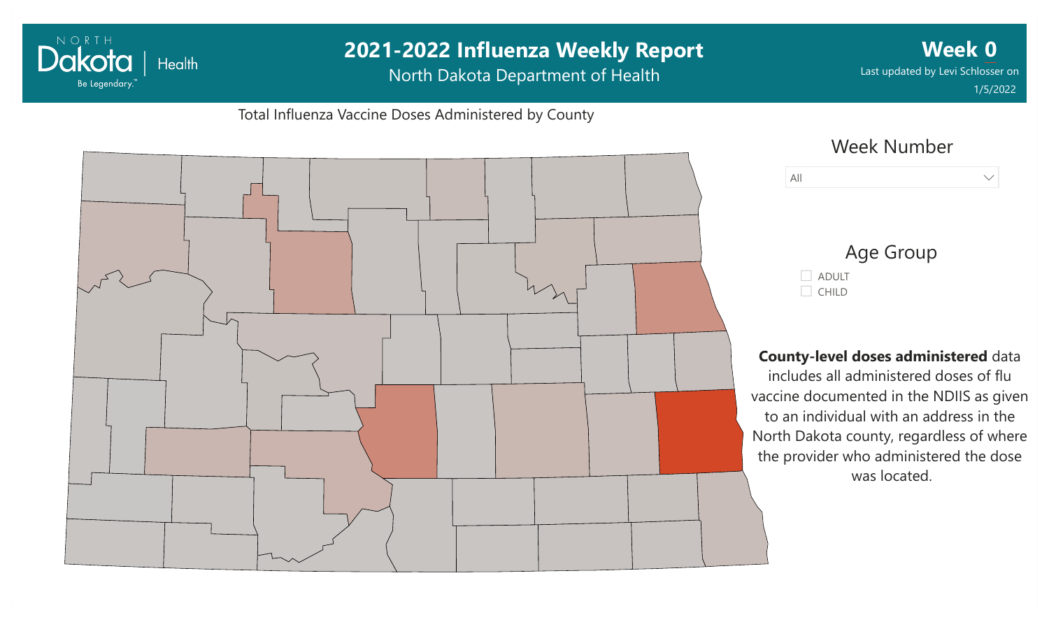# 2021-2022 Influenza Weekly Report

North Dakota Department of Health

**Week 0**

Last updated by Levi Schlosser on 1/5/2022

Total Influenza Vaccine Doses Administered by County

Week Number

All

Age Group

- ADULT
- CHILD

**County-level doses administered** data includes all administered doses of flu vaccine documented in the NDIIS as given to an individual with an address in the North Dakota county, regardless of where the provider who administered the dose was located.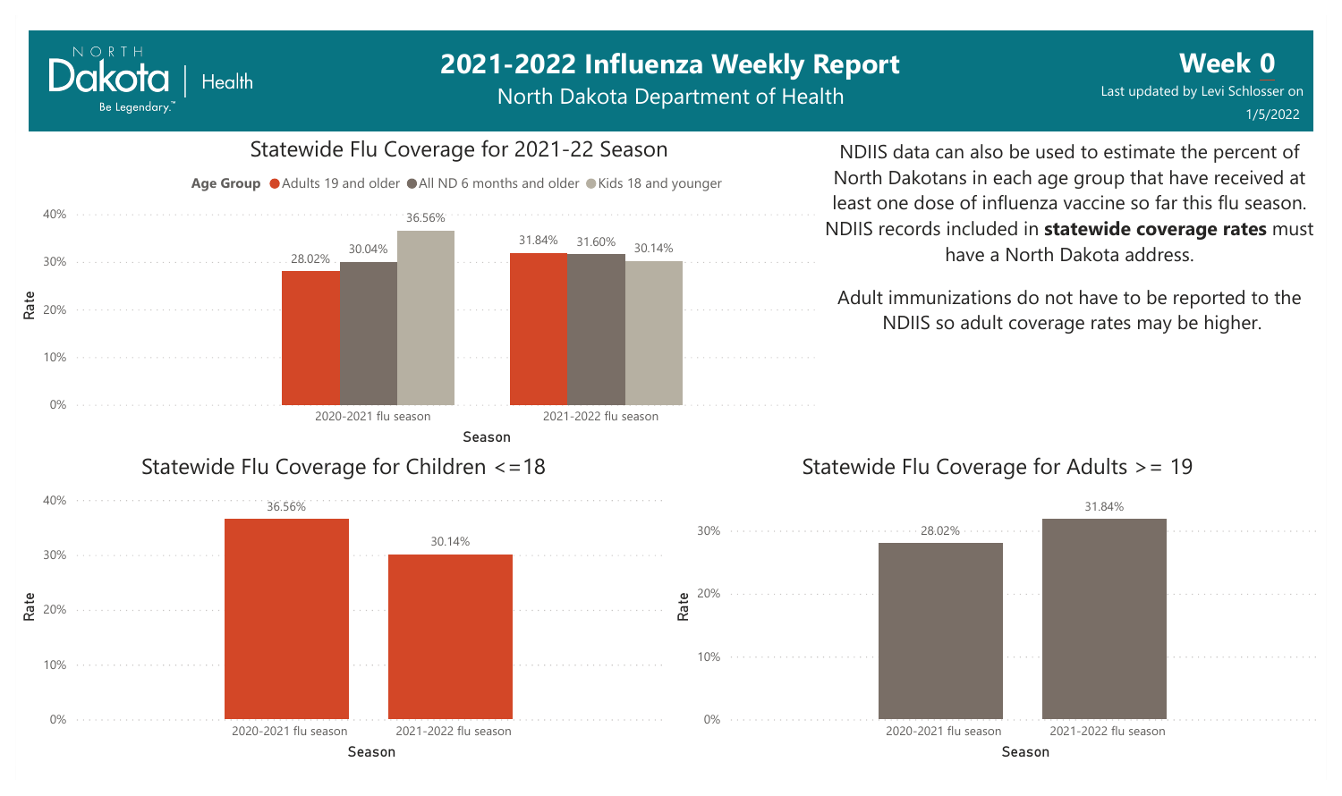# 2021-2022 Influenza Weekly Report

North Dakota Department of Health

**Week 0**

Last updated by Levi Schlosser on 1/5/2022

## Statewide Flu Coverage for 2021-22 Season

| Season | Adults 19 and older | All ND 6 months and older | Kids 18 and younger |
|---|---|---|---|
| 2020-2021 flu season | 28.02% | 30.04% | 36.56% |
| 2021-2022 flu season | 31.84% | 31.60% | 30.14% |

NDIIS data can also be used to estimate the percent of North Dakotans in each age group that have received at least one dose of influenza vaccine so far this flu season. NDIIS records included in **statewide coverage rates** must have a North Dakota address.

Adult immunizations do not have to be reported to the NDIIS so adult coverage rates may be higher.

## Statewide Flu Coverage for Children <=18

| Season | Rate |
|---|---|
| 2020-2021 flu season | 36.56% |
| 2021-2022 flu season | 30.14% |

## Statewide Flu Coverage for Adults >= 19

| Season | Rate |
|---|---|
| 2020-2021 flu season | 28.02% |
| 2021-2022 flu season | 31.84% |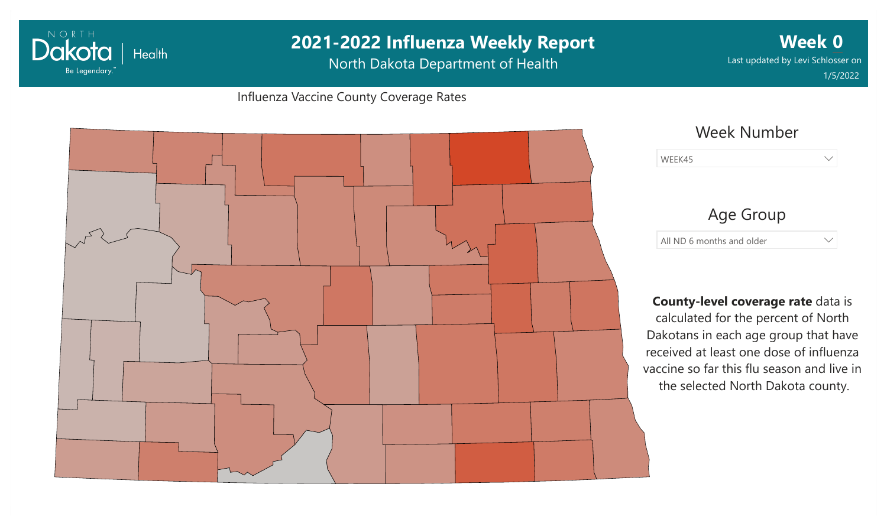# 2021-2022 Influenza Weekly Report

North Dakota Department of Health

**Week 0**

Last updated by Levi Schlosser on 1/5/2022

Influenza Vaccine County Coverage Rates

Week Number

WEEK45

Age Group

All ND 6 months and older

**County-level coverage rate** data is calculated for the percent of North Dakotans in each age group that have received at least one dose of influenza vaccine so far this flu season and live in the selected North Dakota county.